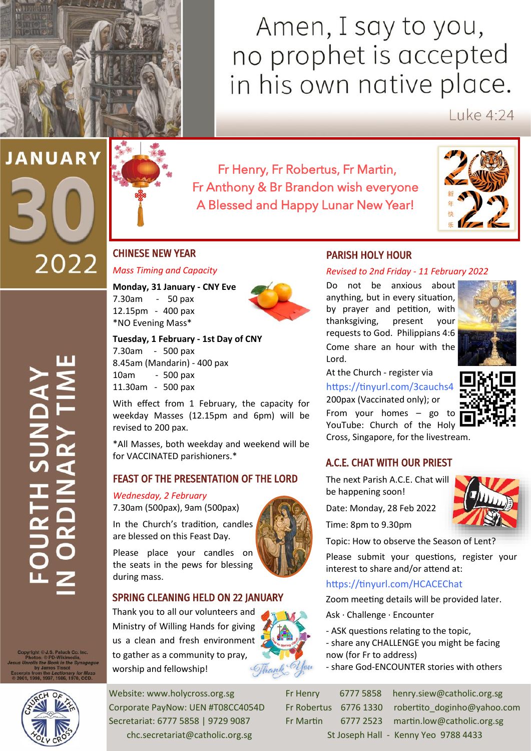# Amen, I say to you, no prophet is accepted in his own native place.

Luke 4:24

JANUARY 30 2022

FOURTH SUNDAY IN ORDINARY TIME

Fr Henry, Fr Robertus, Fr Martin, Fr Anthony & Br Brandon wish everyone A Blessed and Happy Lunar New Year!

2022 新年快乐

## CHINESE NEW YEAR

*Mass Timing and Capacity*

**Monday, 31 January - CNY Eve**
7.30am - 50 pax
12.15pm - 400 pax
*NO Evening Mass*

**Tuesday, 1 February - 1st Day of CNY**
7.30am - 500 pax
8.45am (Mandarin) - 400 pax
10am - 500 pax
11.30am - 500 pax

With effect from 1 February, the capacity for weekday Masses (12.15pm and 6pm) will be revised to 200 pax.

*All Masses, both weekday and weekend will be for VACCINATED parishioners.*

## FEAST OF THE PRESENTATION OF THE LORD

*Wednesday, 2 February*
7.30am (500pax), 9am (500pax)

In the Church's tradition, candles are blessed on this Feast Day.

Please place your candles on the seats in the pews for blessing during mass.

## SPRING CLEANING HELD ON 22 JANUARY

Thank you to all our volunteers and Ministry of Willing Hands for giving us a clean and fresh environment to gather as a community to pray, worship and fellowship!

## PARISH HOLY HOUR

*Revised to 2nd Friday - 11 February 2022*

Do not be anxious about anything, but in every situation, by prayer and petition, with thanksgiving, present your requests to God. Philippians 4:6

Come share an hour with the Lord.

At the Church - register via https://tinyurl.com/3cauchs4
200pax (Vaccinated only); or

From your homes – go to YouTube: Church of the Holy Cross, Singapore, for the livestream.

## A.C.E. CHAT WITH OUR PRIEST

The next Parish A.C.E. Chat will be happening soon!

Date: Monday, 28 Feb 2022

Time: 8pm to 9.30pm

Topic: How to observe the Season of Lent?

Please submit your questions, register your interest to share and/or attend at:

https://tinyurl.com/HCACEChat

Zoom meeting details will be provided later.

Ask · Challenge · Encounter

- ASK questions relating to the topic,
- share any CHALLENGE you might be facing now (for Fr to address)
- share God-ENCOUNTER stories with others

Copyright © J.S. Paluch Co. Inc.
Photos: © PD-Wikimedia,
*Jesus Unrolls the Book in the Synagogue* by James Tissot
Excerpts from the *Lectionary for Mass* © 2001, 1998, 1997, 1986, 1970, CCD.

Website: www.holycross.org.sg
Corporate PayNow: UEN #T08CC4054D
Secretariat: 6777 5858 | 9729 9087
chc.secretariat@catholic.org.sg

| | | |
|---|---|---|
| Fr Henry | 6777 5858 | henry.siew@catholic.org.sg |
| Fr Robertus | 6776 1330 | robertito_doginho@yahoo.com |
| Fr Martin | 6777 2523 | martin.low@catholic.org.sg |

St Joseph Hall - Kenny Yeo 9788 4433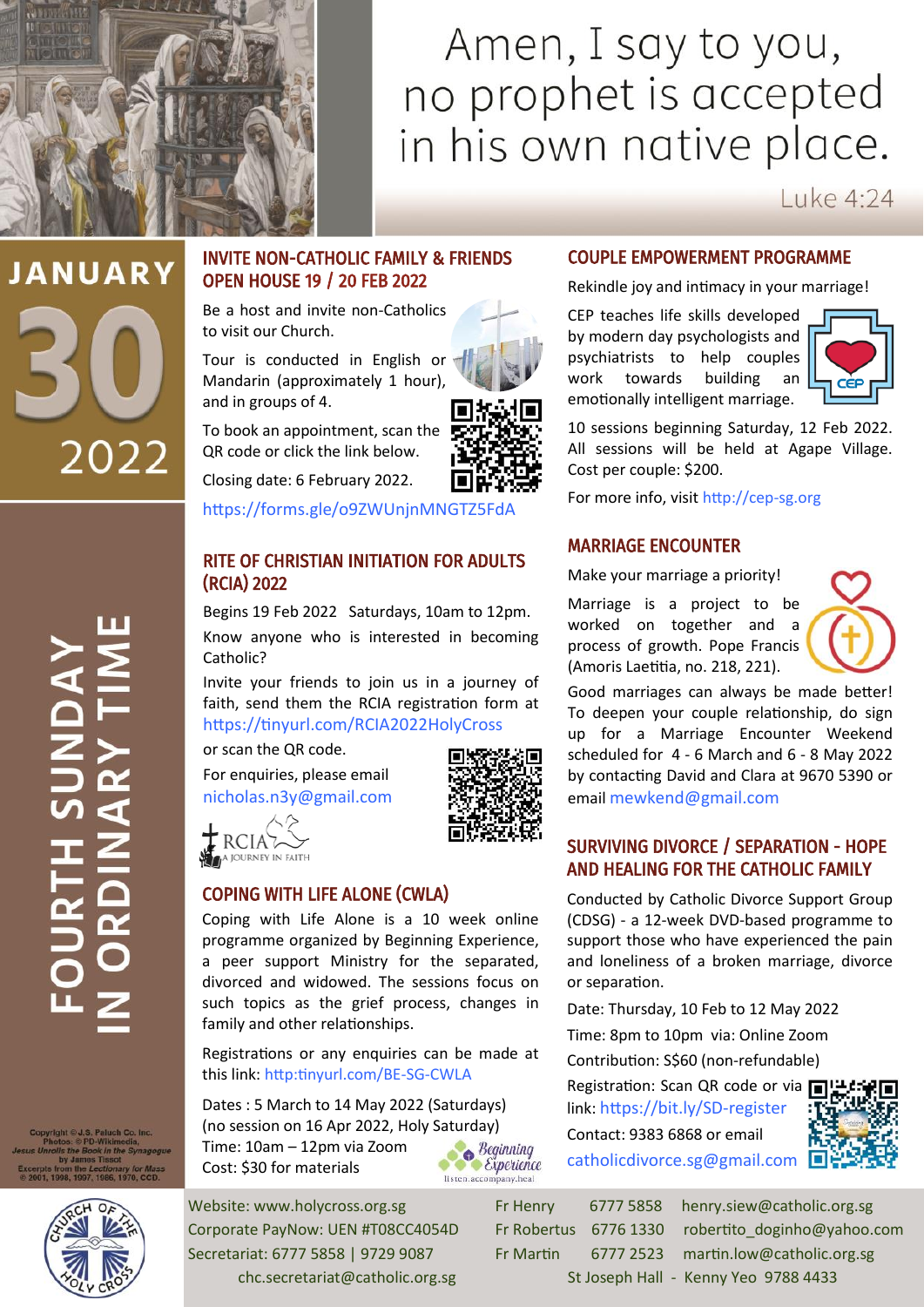# Amen, I say to you, no prophet is accepted in his own native place.

Luke 4:24

**JANUARY 30 2022**

**FOURTH SUNDAY IN ORDINARY TIME**

## INVITE NON-CATHOLIC FAMILY & FRIENDS OPEN HOUSE 19 / 20 FEB 2022

Be a host and invite non-Catholics to visit our Church.

Tour is conducted in English or Mandarin (approximately 1 hour), and in groups of 4.

To book an appointment, scan the QR code or click the link below.

Closing date: 6 February 2022.

https://forms.gle/o9ZWUnjnMNGTZ5FdA

## RITE OF CHRISTIAN INITIATION FOR ADULTS (RCIA) 2022

Begins 19 Feb 2022 Saturdays, 10am to 12pm.

Know anyone who is interested in becoming Catholic?

Invite your friends to join us in a journey of faith, send them the RCIA registration form at https://tinyurl.com/RCIA2022HolyCross

or scan the QR code.

For enquiries, please email nicholas.n3y@gmail.com

RCIA A JOURNEY IN FAITH

## COPING WITH LIFE ALONE (CWLA)

Coping with Life Alone is a 10 week online programme organized by Beginning Experience, a peer support Ministry for the separated, divorced and widowed. The sessions focus on such topics as the grief process, changes in family and other relationships.

Registrations or any enquiries can be made at this link: http:tinyurl.com/BE-SG-CWLA

Dates : 5 March to 14 May 2022 (Saturdays)
(no session on 16 Apr 2022, Holy Saturday)
Time: 10am – 12pm via Zoom
Cost: $30 for materials

Beginning Experience — listen.accompany.heal

## COUPLE EMPOWERMENT PROGRAMME

Rekindle joy and intimacy in your marriage!

CEP teaches life skills developed by modern day psychologists and psychiatrists to help couples work towards building an emotionally intelligent marriage.

10 sessions beginning Saturday, 12 Feb 2022. All sessions will be held at Agape Village. Cost per couple: $200.

For more info, visit http://cep-sg.org

## MARRIAGE ENCOUNTER

Make your marriage a priority!

Marriage is a project to be worked on together and a process of growth. Pope Francis (Amoris Laetitia, no. 218, 221).

Good marriages can always be made better! To deepen your couple relationship, do sign up for a Marriage Encounter Weekend scheduled for 4 - 6 March and 6 - 8 May 2022 by contacting David and Clara at 9670 5390 or email mewkend@gmail.com

## SURVIVING DIVORCE / SEPARATION - HOPE AND HEALING FOR THE CATHOLIC FAMILY

Conducted by Catholic Divorce Support Group (CDSG) - a 12-week DVD-based programme to support those who have experienced the pain and loneliness of a broken marriage, divorce or separation.

Date: Thursday, 10 Feb to 12 May 2022
Time: 8pm to 10pm via: Online Zoom
Contribution: S$60 (non-refundable)
Registration: Scan QR code or via link: https://bit.ly/SD-register
Contact: 9383 6868 or email catholicdivorce.sg@gmail.com

Copyright © J.S. Paluch Co. Inc.
Photos: © PD-Wikimedia,
*Jesus Unrolls the Book in the Synagogue* by James Tissot
Excerpts from the *Lectionary for Mass* © 2001, 1998, 1997, 1986, 1970, CCD.

CHURCH OF THE HOLY CROSS

Website: www.holycross.org.sg
Corporate PayNow: UEN #T08CC4054D
Secretariat: 6777 5858 | 9729 9087
chc.secretariat@catholic.org.sg

| | | |
|---|---|---|
| Fr Henry | 6777 5858 | henry.siew@catholic.org.sg |
| Fr Robertus | 6776 1330 | robertito_doginho@yahoo.com |
| Fr Martin | 6777 2523 | martin.low@catholic.org.sg |

St Joseph Hall - Kenny Yeo 9788 4433